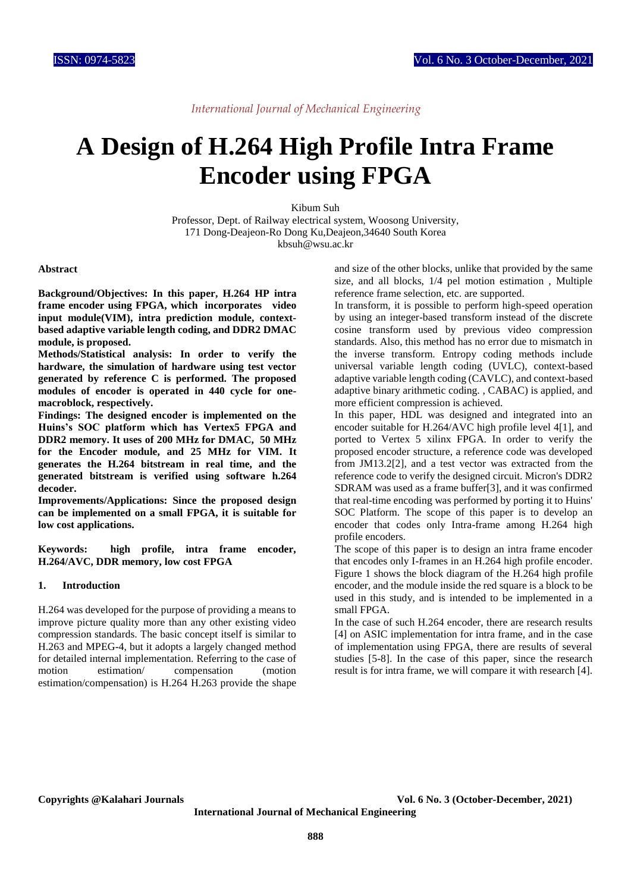# A Design of H.264 High Profile Intra Frame Encoder using FPGA

Kibum Suh

Professor, Dept. of Railway electrical system, Woosong University,
171 Dong-Deajeon-Ro Dong Ku,Deajeon,34640 South Korea
kbsuh@wsu.ac.kr

### Abstract

**Background/Objectives: In this paper, H.264 HP intra frame encoder using FPGA, which incorporates video input module(VIM), intra prediction module, context-based adaptive variable length coding, and DDR2 DMAC module, is proposed.**

**Methods/Statistical analysis: In order to verify the hardware, the simulation of hardware using test vector generated by reference C is performed. The proposed modules of encoder is operated in 440 cycle for one-macroblock, respectively.**

**Findings: The designed encoder is implemented on the Huins's SOC platform which has Vertex5 FPGA and DDR2 memory. It uses of 200 MHz for DMAC, 50 MHz for the Encoder module, and 25 MHz for VIM. It generates the H.264 bitstream in real time, and the generated bitstream is verified using software h.264 decoder.**

**Improvements/Applications: Since the proposed design can be implemented on a small FPGA, it is suitable for low cost applications.**

**Keywords: high profile, intra frame encoder, H.264/AVC, DDR memory, low cost FPGA**

### 1. Introduction

H.264 was developed for the purpose of providing a means to improve picture quality more than any other existing video compression standards. The basic concept itself is similar to H.263 and MPEG-4, but it adopts a largely changed method for detailed internal implementation. Referring to the case of motion estimation/ compensation (motion estimation/compensation) is H.264 H.263 provide the shape and size of the other blocks, unlike that provided by the same size, and all blocks, 1/4 pel motion estimation , Multiple reference frame selection, etc. are supported.

In transform, it is possible to perform high-speed operation by using an integer-based transform instead of the discrete cosine transform used by previous video compression standards. Also, this method has no error due to mismatch in the inverse transform. Entropy coding methods include universal variable length coding (UVLC), context-based adaptive variable length coding (CAVLC), and context-based adaptive binary arithmetic coding. , CABAC) is applied, and more efficient compression is achieved.

In this paper, HDL was designed and integrated into an encoder suitable for H.264/AVC high profile level 4[1], and ported to Vertex 5 xilinx FPGA. In order to verify the proposed encoder structure, a reference code was developed from JM13.2[2], and a test vector was extracted from the reference code to verify the designed circuit. Micron's DDR2 SDRAM was used as a frame buffer[3], and it was confirmed that real-time encoding was performed by porting it to Huins' SOC Platform. The scope of this paper is to develop an encoder that codes only Intra-frame among H.264 high profile encoders.

The scope of this paper is to design an intra frame encoder that encodes only I-frames in an H.264 high profile encoder. Figure 1 shows the block diagram of the H.264 high profile encoder, and the module inside the red square is a block to be used in this study, and is intended to be implemented in a small FPGA.

In the case of such H.264 encoder, there are research results [4] on ASIC implementation for intra frame, and in the case of implementation using FPGA, there are results of several studies [5-8]. In the case of this paper, since the research result is for intra frame, we will compare it with research [4].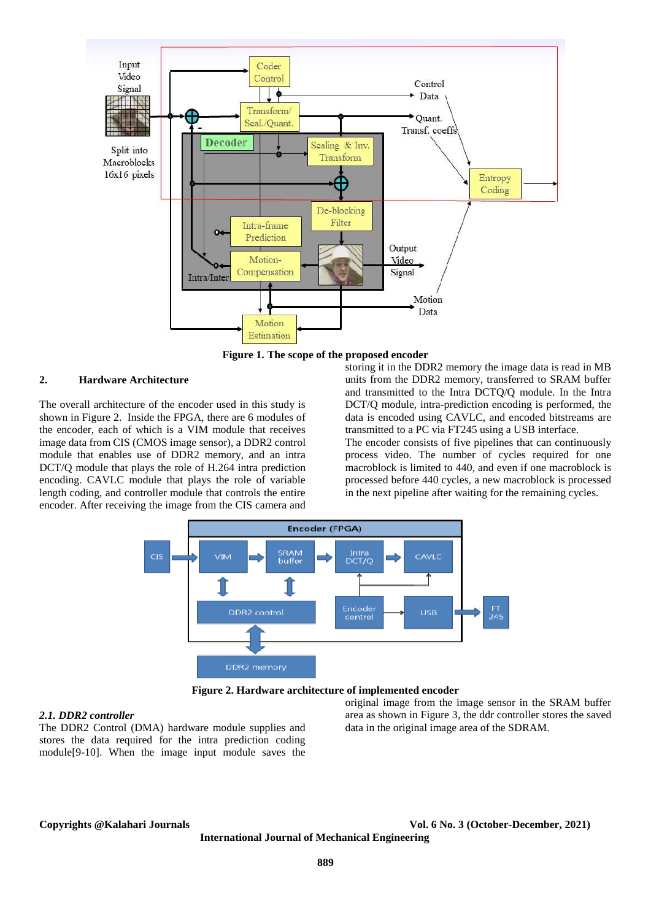Figure 1. The scope of the proposed encoder

## 2. Hardware Architecture

The overall architecture of the encoder used in this study is shown in Figure 2. Inside the FPGA, there are 6 modules of the encoder, each of which is a VIM module that receives image data from CIS (CMOS image sensor), a DDR2 control module that enables use of DDR2 memory, and an intra DCT/Q module that plays the role of H.264 intra prediction encoding. CAVLC module that plays the role of variable length coding, and controller module that controls the entire encoder. After receiving the image from the CIS camera and storing it in the DDR2 memory the image data is read in MB units from the DDR2 memory, transferred to SRAM buffer and transmitted to the Intra DCTQ/Q module. In the Intra DCT/Q module, intra-prediction encoding is performed, the data is encoded using CAVLC, and encoded bitstreams are transmitted to a PC via FT245 using a USB interface.

The encoder consists of five pipelines that can continuously process video. The number of cycles required for one macroblock is limited to 440, and even if one macroblock is processed before 440 cycles, a new macroblock is processed in the next pipeline after waiting for the remaining cycles.

Figure 2. Hardware architecture of implemented encoder

### *2.1. DDR2 controller*

The DDR2 Control (DMA) hardware module supplies and stores the data required for the intra prediction coding module[9-10]. When the image input module saves the original image from the image sensor in the SRAM buffer area as shown in Figure 3, the ddr controller stores the saved data in the original image area of the SDRAM.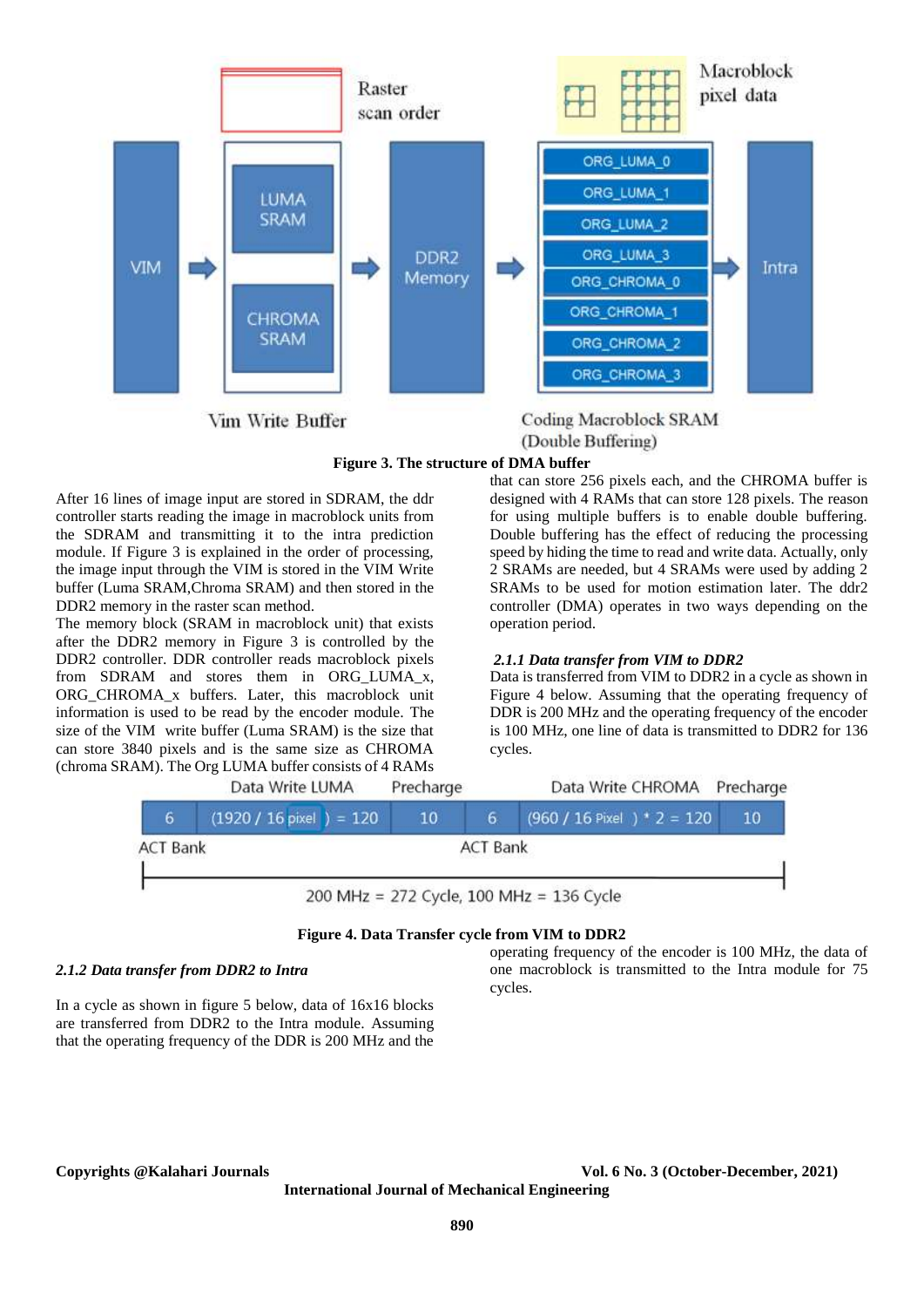**Figure 3. The structure of DMA buffer**

After 16 lines of image input are stored in SDRAM, the ddr controller starts reading the image in macroblock units from the SDRAM and transmitting it to the intra prediction module. If Figure 3 is explained in the order of processing, the image input through the VIM is stored in the VIM Write buffer (Luma SRAM,Chroma SRAM) and then stored in the DDR2 memory in the raster scan method.

The memory block (SRAM in macroblock unit) that exists after the DDR2 memory in Figure 3 is controlled by the DDR2 controller. DDR controller reads macroblock pixels from SDRAM and stores them in ORG_LUMA_x, ORG_CHROMA_x buffers. Later, this macroblock unit information is used to be read by the encoder module. The size of the VIM write buffer (Luma SRAM) is the size that can store 3840 pixels and is the same size as CHROMA (chroma SRAM). The Org LUMA buffer consists of 4 RAMs that can store 256 pixels each, and the CHROMA buffer is designed with 4 RAMs that can store 128 pixels. The reason for using multiple buffers is to enable double buffering. Double buffering has the effect of reducing the processing speed by hiding the time to read and write data. Actually, only 2 SRAMs are needed, but 4 SRAMs were used by adding 2 SRAMs to be used for motion estimation later. The ddr2 controller (DMA) operates in two ways depending on the operation period.

#### *2.1.1 Data transfer from VIM to DDR2*

Data is transferred from VIM to DDR2 in a cycle as shown in Figure 4 below. Assuming that the operating frequency of DDR is 200 MHz and the operating frequency of the encoder is 100 MHz, one line of data is transmitted to DDR2 for 136 cycles.

**Figure 4. Data Transfer cycle from VIM to DDR2**

#### *2.1.2 Data transfer from DDR2 to Intra*

In a cycle as shown in figure 5 below, data of 16x16 blocks are transferred from DDR2 to the Intra module. Assuming that the operating frequency of the DDR is 200 MHz and the operating frequency of the encoder is 100 MHz, the data of one macroblock is transmitted to the Intra module for 75 cycles.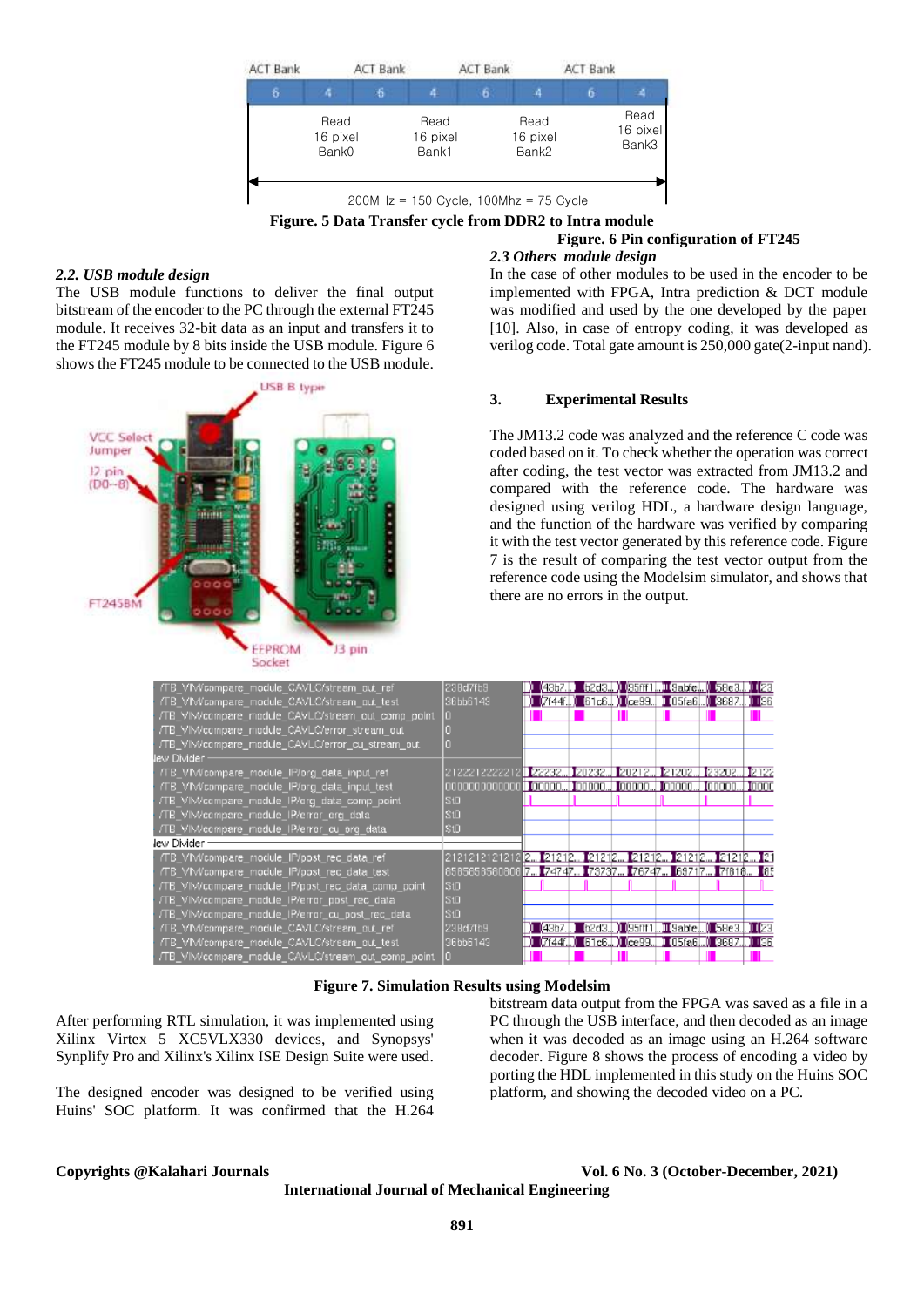Figure. 5 Data Transfer cycle from DDR2 to Intra module

Figure. 6 Pin configuration of FT245

### *2.2. USB module design*

The USB module functions to deliver the final output bitstream of the encoder to the PC through the external FT245 module. It receives 32-bit data as an input and transfers it to the FT245 module by 8 bits inside the USB module. Figure 6 shows the FT245 module to be connected to the USB module.

### *2.3 Others module design*

In the case of other modules to be used in the encoder to be implemented with FPGA, Intra prediction & DCT module was modified and used by the one developed by the paper [10]. Also, in case of entropy coding, it was developed as verilog code. Total gate amount is 250,000 gate(2-input nand).

## 3. Experimental Results

The JM13.2 code was analyzed and the reference C code was coded based on it. To check whether the operation was correct after coding, the test vector was extracted from JM13.2 and compared with the reference code. The hardware was designed using verilog HDL, a hardware design language, and the function of the hardware was verified by comparing it with the test vector generated by this reference code. Figure 7 is the result of comparing the test vector output from the reference code using the Modelsim simulator, and shows that there are no errors in the output.

Figure 7. Simulation Results using Modelsim

After performing RTL simulation, it was implemented using Xilinx Virtex 5 XC5VLX330 devices, and Synopsys' Synplify Pro and Xilinx's Xilinx ISE Design Suite were used.

The designed encoder was designed to be verified using Huins' SOC platform. It was confirmed that the H.264 bitstream data output from the FPGA was saved as a file in a PC through the USB interface, and then decoded as an image when it was decoded as an image using an H.264 software decoder. Figure 8 shows the process of encoding a video by porting the HDL implemented in this study on the Huins SOC platform, and showing the decoded video on a PC.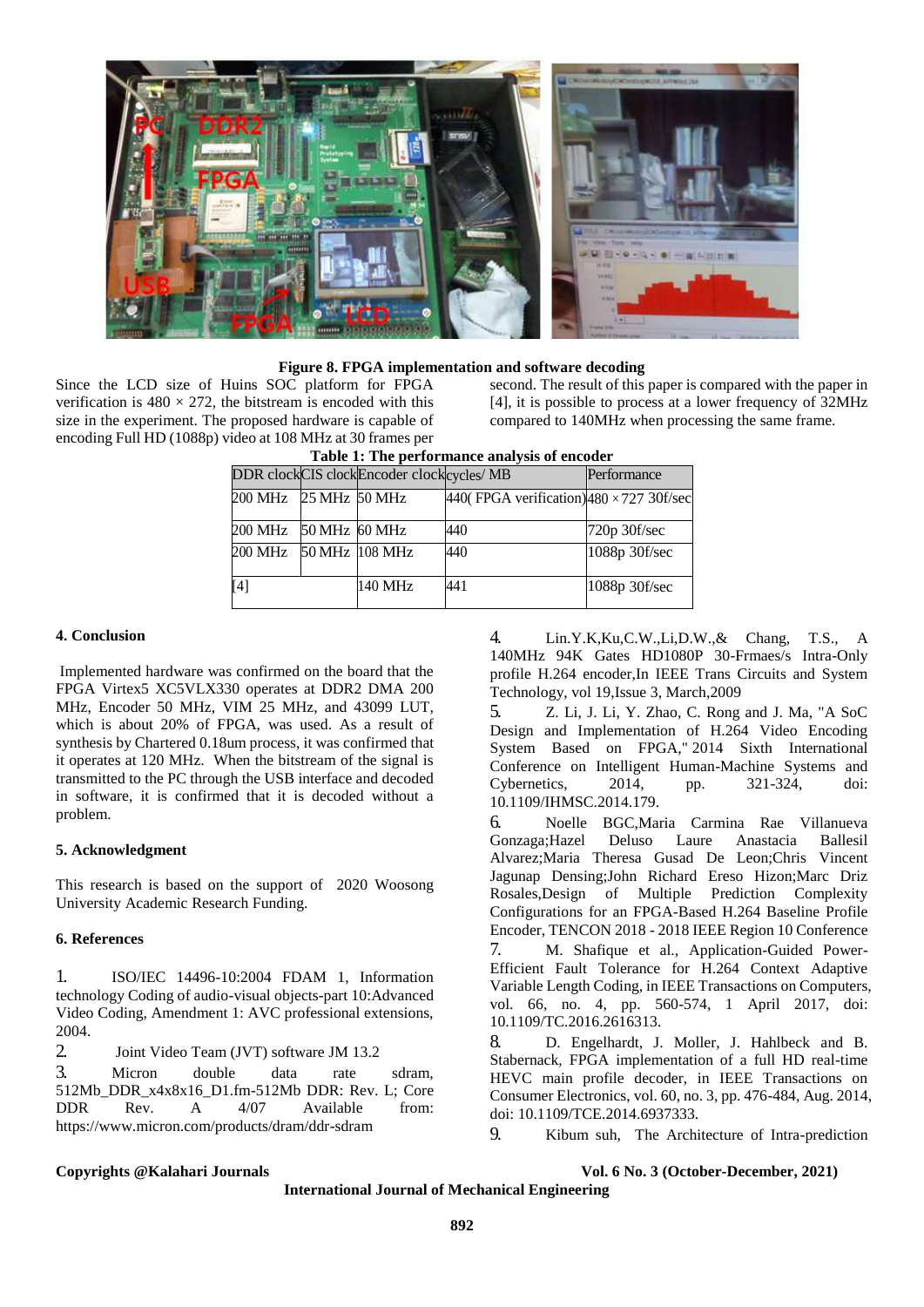**Figure 8. FPGA implementation and software decoding**

Since the LCD size of Huins SOC platform for FPGA verification is $480 \times 272$, the bitstream is encoded with this size in the experiment. The proposed hardware is capable of encoding Full HD (1088p) video at 108 MHz at 30 frames per second. The result of this paper is compared with the paper in [4], it is possible to process at a lower frequency of 32MHz compared to 140MHz when processing the same frame.

**Table 1: The performance analysis of encoder**

| DDR clock | CIS clock | Encoder clock | cycles/ MB | Performance |
|---|---|---|---|---|
| 200 MHz | 25 MHz | 50 MHz | 440( FPGA verification) | $480 \times 727$ 30f/sec |
| 200 MHz | 50 MHz | 60 MHz | 440 | 720p 30f/sec |
| 200 MHz | 50 MHz | 108 MHz | 440 | 1088p 30f/sec |
| [4] | | 140 MHz | 441 | 1088p 30f/sec |

## 4. Conclusion

Implemented hardware was confirmed on the board that the FPGA Virtex5 XC5VLX330 operates at DDR2 DMA 200 MHz, Encoder 50 MHz, VIM 25 MHz, and 43099 LUT, which is about 20% of FPGA, was used. As a result of synthesis by Chartered 0.18um process, it was confirmed that it operates at 120 MHz. When the bitstream of the signal is transmitted to the PC through the USB interface and decoded in software, it is confirmed that it is decoded without a problem.

## 5. Acknowledgment

This research is based on the support of 2020 Woosong University Academic Research Funding.

## 6. References

1. ISO/IEC 14496-10:2004 FDAM 1, Information technology Coding of audio-visual objects-part 10:Advanced Video Coding, Amendment 1: AVC professional extensions, 2004.
2. Joint Video Team (JVT) software JM 13.2
3. Micron double data rate sdram, 512Mb_DDR_x4x8x16_D1.fm-512Mb DDR: Rev. L; Core DDR Rev. A 4/07 Available from: https://www.micron.com/products/dram/ddr-sdram
4. Lin.Y.K,Ku,C.W.,Li,D.W.,& Chang, T.S., A 140MHz 94K Gates HD1080P 30-Frmaes/s Intra-Only profile H.264 encoder,In IEEE Trans Circuits and System Technology, vol 19,Issue 3, March,2009
5. Z. Li, J. Li, Y. Zhao, C. Rong and J. Ma, "A SoC Design and Implementation of H.264 Video Encoding System Based on FPGA," 2014 Sixth International Conference on Intelligent Human-Machine Systems and Cybernetics, 2014, pp. 321-324, doi: 10.1109/IHMSC.2014.179.
6. Noelle BGC,Maria Carmina Rae Villanueva Gonzaga;Hazel Deluso Laure Anastacia Ballesil Alvarez;Maria Theresa Gusad De Leon;Chris Vincent Jagunap Densing;John Richard Ereso Hizon;Marc Driz Rosales,Design of Multiple Prediction Complexity Configurations for an FPGA-Based H.264 Baseline Profile Encoder, TENCON 2018 - 2018 IEEE Region 10 Conference
7. M. Shafique et al., Application-Guided Power-Efficient Fault Tolerance for H.264 Context Adaptive Variable Length Coding, in IEEE Transactions on Computers, vol. 66, no. 4, pp. 560-574, 1 April 2017, doi: 10.1109/TC.2016.2616313.
8. D. Engelhardt, J. Moller, J. Hahlbeck and B. Stabernack, FPGA implementation of a full HD real-time HEVC main profile decoder, in IEEE Transactions on Consumer Electronics, vol. 60, no. 3, pp. 476-484, Aug. 2014, doi: 10.1109/TCE.2014.6937333.
9. Kibum suh, The Architecture of Intra-prediction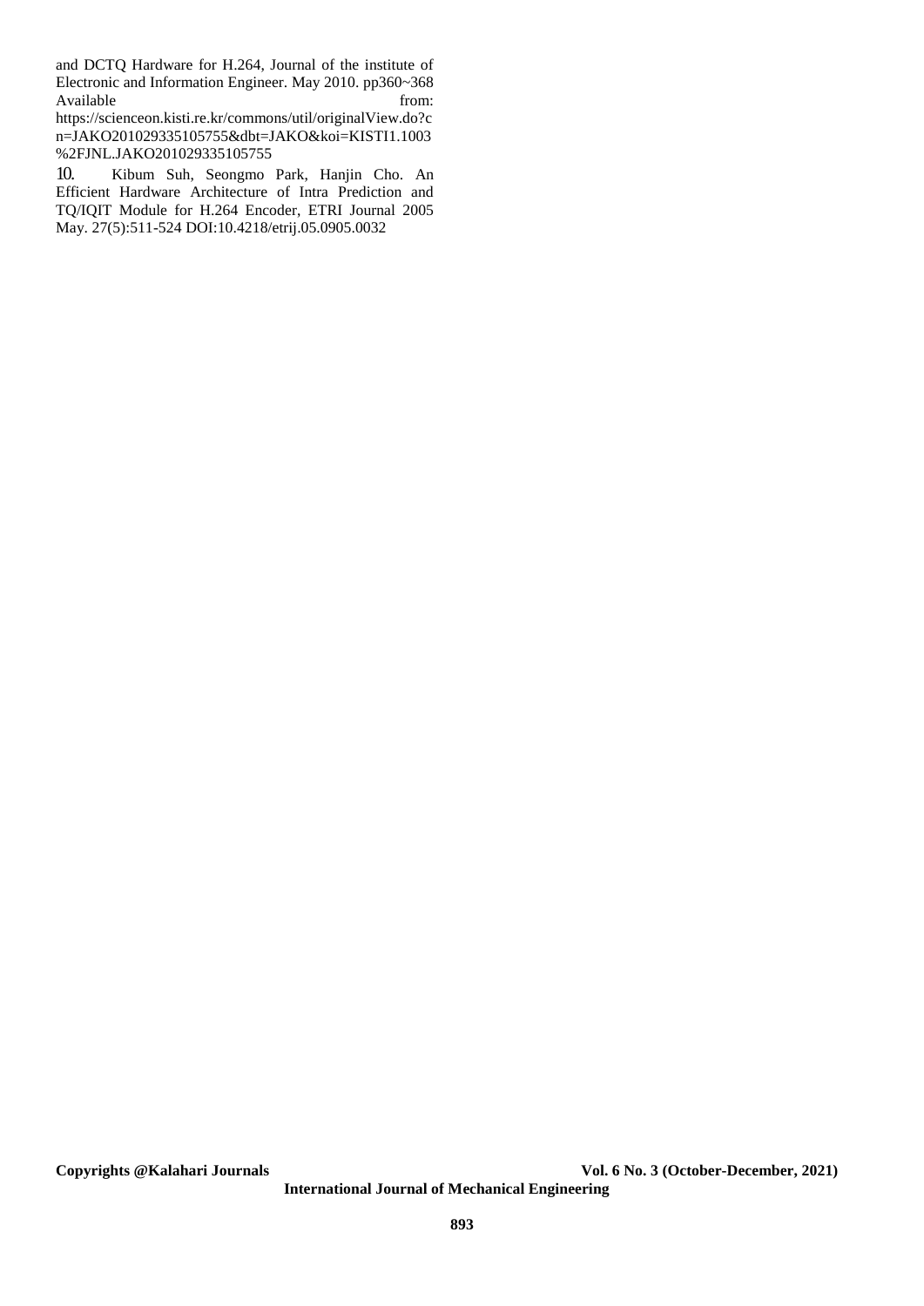and DCTQ Hardware for H.264, Journal of the institute of Electronic and Information Engineer. May 2010. pp360~368 Available from: https://scienceon.kisti.re.kr/commons/util/originalView.do?cn=JAKO201029335105755&dbt=JAKO&koi=KISTI1.1003%2FJNL.JAKO201029335105755

10. Kibum Suh, Seongmo Park, Hanjin Cho. An Efficient Hardware Architecture of Intra Prediction and TQ/IQIT Module for H.264 Encoder, ETRI Journal 2005 May. 27(5):511-524 DOI:10.4218/etrij.05.0905.0032